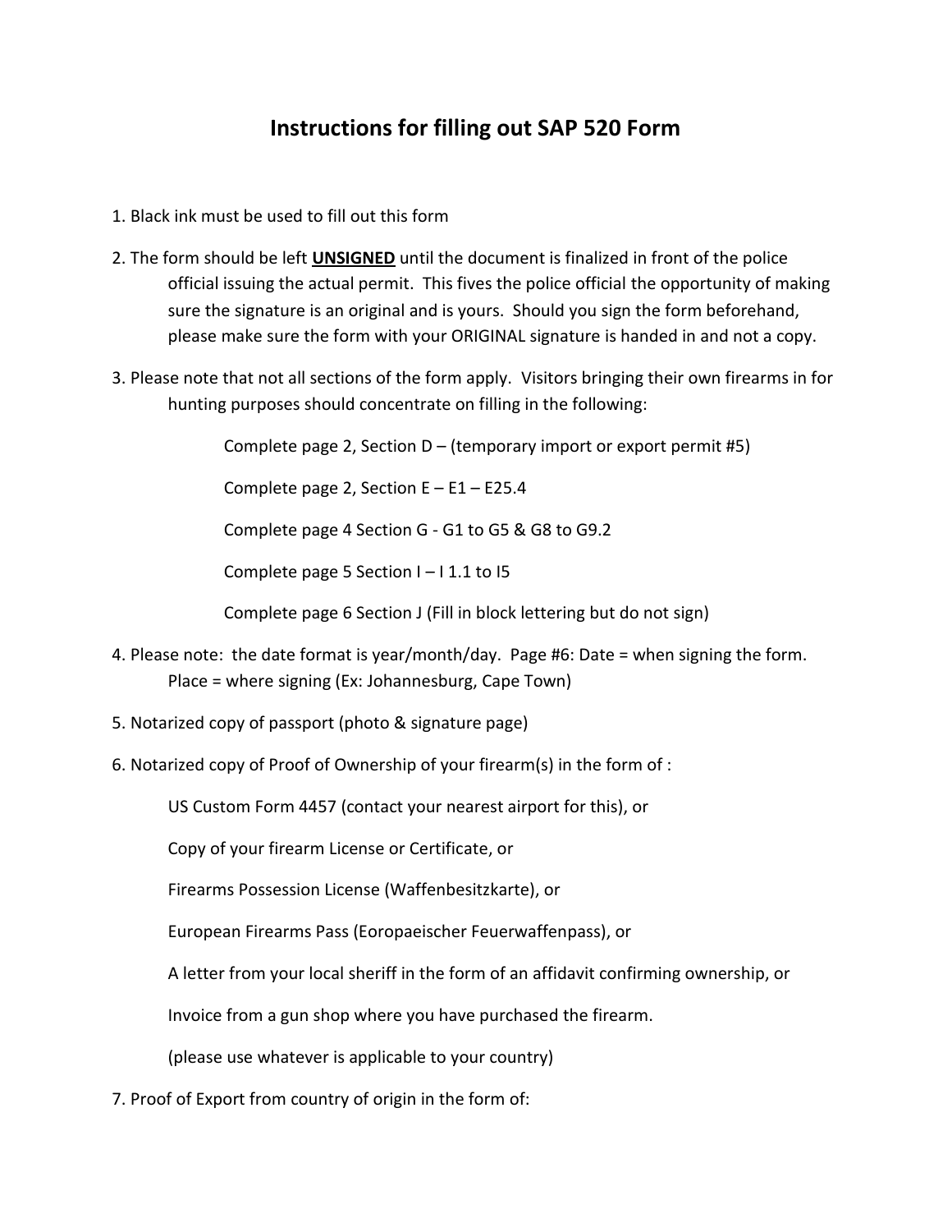# Instructions for filling out SAP 520 Form

1. Black ink must be used to fill out this form

2. The form should be left **UNSIGNED** until the document is finalized in front of the police official issuing the actual permit. This fives the police official the opportunity of making sure the signature is an original and is yours. Should you sign the form beforehand, please make sure the form with your ORIGINAL signature is handed in and not a copy.

3. Please note that not all sections of the form apply. Visitors bringing their own firearms in for hunting purposes should concentrate on filling in the following:

   Complete page 2, Section D – (temporary import or export permit #5)

   Complete page 2, Section E – E1 – E25.4

   Complete page 4 Section G - G1 to G5 & G8 to G9.2

   Complete page 5 Section I – I 1.1 to I5

   Complete page 6 Section J (Fill in block lettering but do not sign)

4. Please note: the date format is year/month/day. Page #6: Date = when signing the form. Place = where signing (Ex: Johannesburg, Cape Town)

5. Notarized copy of passport (photo & signature page)

6. Notarized copy of Proof of Ownership of your firearm(s) in the form of :

   US Custom Form 4457 (contact your nearest airport for this), or

   Copy of your firearm License or Certificate, or

   Firearms Possession License (Waffenbesitzkarte), or

   European Firearms Pass (Eoropaeischer Feuerwaffenpass), or

   A letter from your local sheriff in the form of an affidavit confirming ownership, or

   Invoice from a gun shop where you have purchased the firearm.

   (please use whatever is applicable to your country)

7. Proof of Export from country of origin in the form of: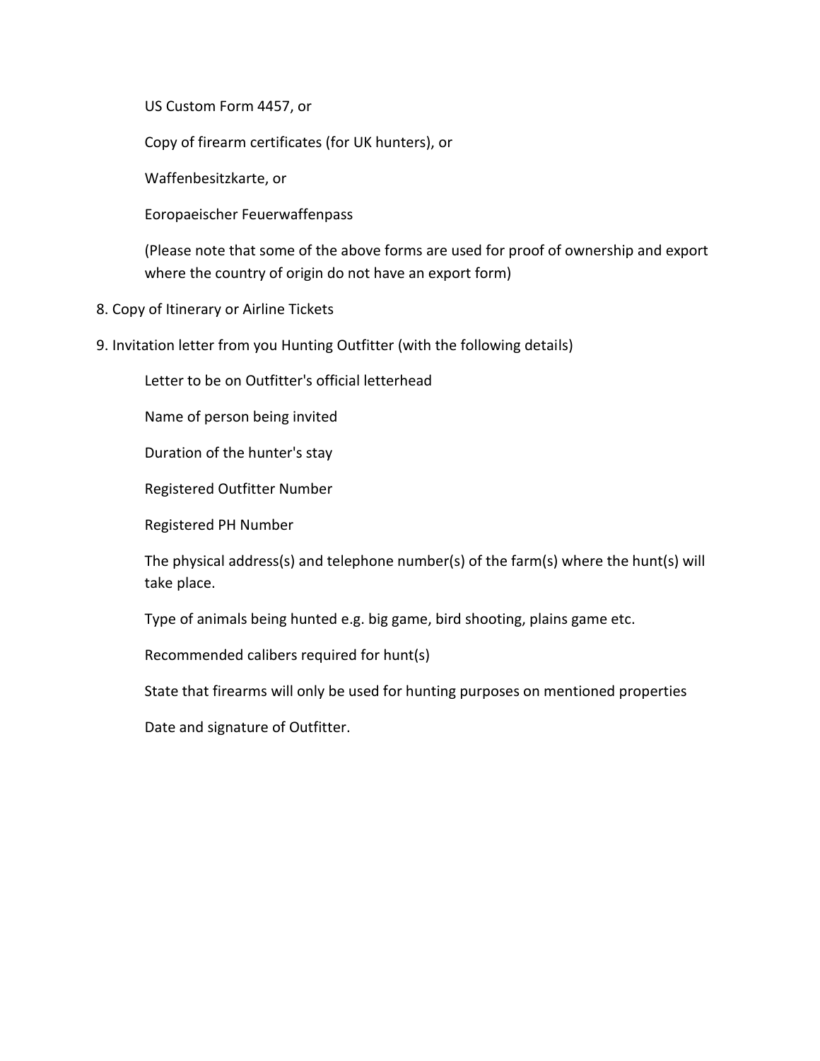US Custom Form 4457, or

Copy of firearm certificates (for UK hunters), or

Waffenbesitzkarte, or

Eoropaeischer Feuerwaffenpass

(Please note that some of the above forms are used for proof of ownership and export where the country of origin do not have an export form)

8. Copy of Itinerary or Airline Tickets

9. Invitation letter from you Hunting Outfitter (with the following details)

   Letter to be on Outfitter's official letterhead

   Name of person being invited

   Duration of the hunter's stay

   Registered Outfitter Number

   Registered PH Number

   The physical address(s) and telephone number(s) of the farm(s) where the hunt(s) will take place.

   Type of animals being hunted e.g. big game, bird shooting, plains game etc.

   Recommended calibers required for hunt(s)

   State that firearms will only be used for hunting purposes on mentioned properties

   Date and signature of Outfitter.